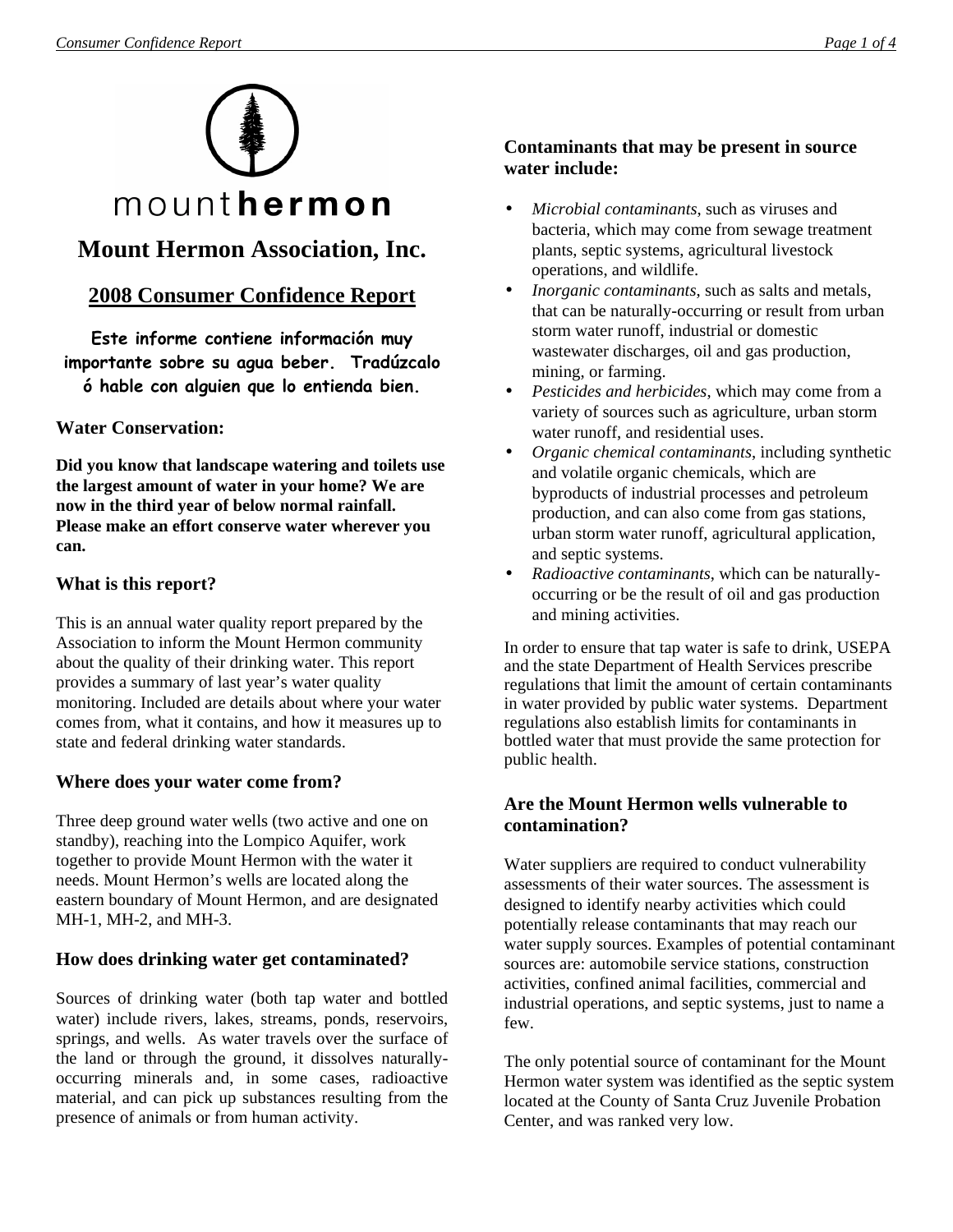mount**hermon**

# Mount Hermon Association, Inc.

## 2008 Consumer Confidence Report

**Este informe contiene información muy importante sobre su agua beber. Tradúzcalo ó hable con alguien que lo entienda bien.**

### Water Conservation:

**Did you know that landscape watering and toilets use the largest amount of water in your home? We are now in the third year of below normal rainfall. Please make an effort conserve water wherever you can.**

### What is this report?

This is an annual water quality report prepared by the Association to inform the Mount Hermon community about the quality of their drinking water. This report provides a summary of last year's water quality monitoring. Included are details about where your water comes from, what it contains, and how it measures up to state and federal drinking water standards.

### Where does your water come from?

Three deep ground water wells (two active and one on standby), reaching into the Lompico Aquifer, work together to provide Mount Hermon with the water it needs. Mount Hermon's wells are located along the eastern boundary of Mount Hermon, and are designated MH-1, MH-2, and MH-3.

### How does drinking water get contaminated?

Sources of drinking water (both tap water and bottled water) include rivers, lakes, streams, ponds, reservoirs, springs, and wells. As water travels over the surface of the land or through the ground, it dissolves naturally-occurring minerals and, in some cases, radioactive material, and can pick up substances resulting from the presence of animals or from human activity.

### Contaminants that may be present in source water include:

- *Microbial contaminants*, such as viruses and bacteria, which may come from sewage treatment plants, septic systems, agricultural livestock operations, and wildlife.
- *Inorganic contaminants*, such as salts and metals, that can be naturally-occurring or result from urban storm water runoff, industrial or domestic wastewater discharges, oil and gas production, mining, or farming.
- *Pesticides and herbicides*, which may come from a variety of sources such as agriculture, urban storm water runoff, and residential uses.
- *Organic chemical contaminants*, including synthetic and volatile organic chemicals, which are byproducts of industrial processes and petroleum production, and can also come from gas stations, urban storm water runoff, agricultural application, and septic systems.
- *Radioactive contaminants*, which can be naturally-occurring or be the result of oil and gas production and mining activities.

In order to ensure that tap water is safe to drink, USEPA and the state Department of Health Services prescribe regulations that limit the amount of certain contaminants in water provided by public water systems. Department regulations also establish limits for contaminants in bottled water that must provide the same protection for public health.

### Are the Mount Hermon wells vulnerable to contamination?

Water suppliers are required to conduct vulnerability assessments of their water sources. The assessment is designed to identify nearby activities which could potentially release contaminants that may reach our water supply sources. Examples of potential contaminant sources are: automobile service stations, construction activities, confined animal facilities, commercial and industrial operations, and septic systems, just to name a few.

The only potential source of contaminant for the Mount Hermon water system was identified as the septic system located at the County of Santa Cruz Juvenile Probation Center, and was ranked very low.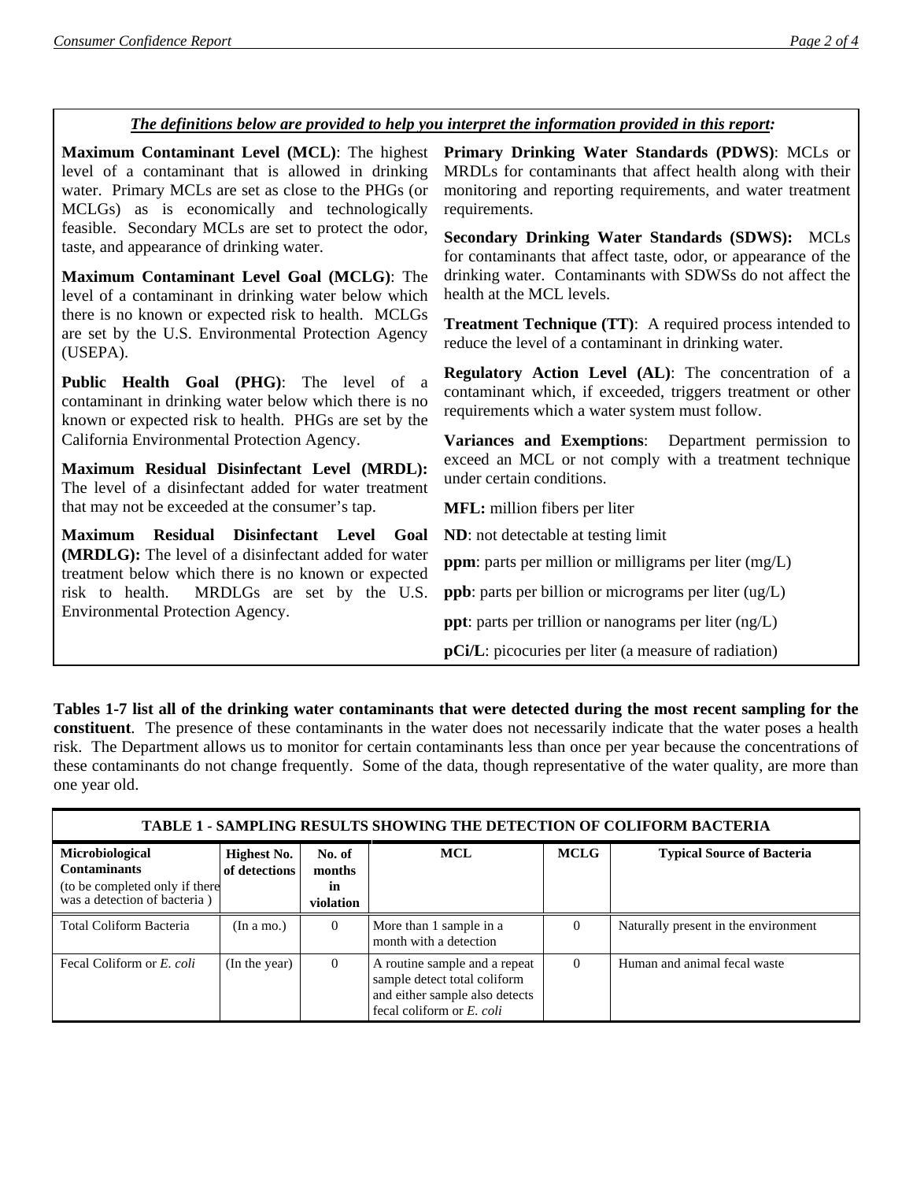***The definitions below are provided to help you interpret the information provided in this report:***

**Maximum Contaminant Level (MCL)**: The highest level of a contaminant that is allowed in drinking water. Primary MCLs are set as close to the PHGs (or MCLGs) as is economically and technologically feasible. Secondary MCLs are set to protect the odor, taste, and appearance of drinking water.

**Maximum Contaminant Level Goal (MCLG)**: The level of a contaminant in drinking water below which there is no known or expected risk to health. MCLGs are set by the U.S. Environmental Protection Agency (USEPA).

**Public Health Goal (PHG)**: The level of a contaminant in drinking water below which there is no known or expected risk to health. PHGs are set by the California Environmental Protection Agency.

**Maximum Residual Disinfectant Level (MRDL):** The level of a disinfectant added for water treatment that may not be exceeded at the consumer's tap.

**Maximum Residual Disinfectant Level Goal (MRDLG):** The level of a disinfectant added for water treatment below which there is no known or expected risk to health. MRDLGs are set by the U.S. Environmental Protection Agency.

**Primary Drinking Water Standards (PDWS)**: MCLs or MRDLs for contaminants that affect health along with their monitoring and reporting requirements, and water treatment requirements.

**Secondary Drinking Water Standards (SDWS):** MCLs for contaminants that affect taste, odor, or appearance of the drinking water. Contaminants with SDWSs do not affect the health at the MCL levels.

**Treatment Technique (TT)**: A required process intended to reduce the level of a contaminant in drinking water.

**Regulatory Action Level (AL)**: The concentration of a contaminant which, if exceeded, triggers treatment or other requirements which a water system must follow.

**Variances and Exemptions**: Department permission to exceed an MCL or not comply with a treatment technique under certain conditions.

**MFL:** million fibers per liter

**ND**: not detectable at testing limit

**ppm**: parts per million or milligrams per liter (mg/L)

**ppb**: parts per billion or micrograms per liter (ug/L)

**ppt**: parts per trillion or nanograms per liter (ng/L)

**pCi/L**: picocuries per liter (a measure of radiation)

**Tables 1-7 list all of the drinking water contaminants that were detected during the most recent sampling for the constituent**. The presence of these contaminants in the water does not necessarily indicate that the water poses a health risk. The Department allows us to monitor for certain contaminants less than once per year because the concentrations of these contaminants do not change frequently. Some of the data, though representative of the water quality, are more than one year old.

**TABLE 1 - SAMPLING RESULTS SHOWING THE DETECTION OF COLIFORM BACTERIA**

| **Microbiological Contaminants** (to be completed only if there was a detection of bacteria ) | **Highest No. of detections** | **No. of months in violation** | **MCL** | **MCLG** | **Typical Source of Bacteria** |
|---|---|---|---|---|---|
| Total Coliform Bacteria | (In a mo.) | 0 | More than 1 sample in a month with a detection | 0 | Naturally present in the environment |
| Fecal Coliform or *E. coli* | (In the year) | 0 | A routine sample and a repeat sample detect total coliform and either sample also detects fecal coliform or *E. coli* | 0 | Human and animal fecal waste |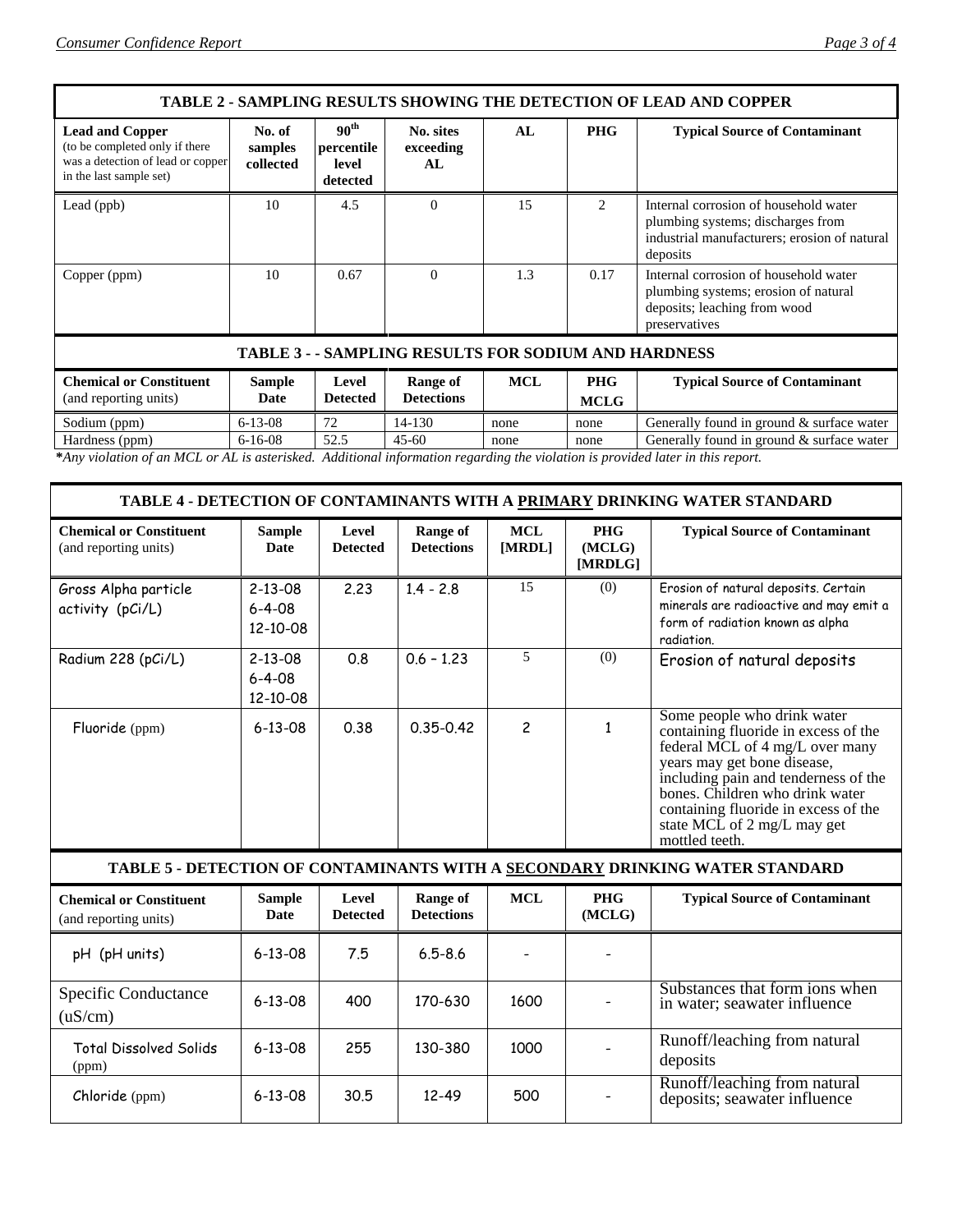| TABLE 2 - SAMPLING RESULTS SHOWING THE DETECTION OF LEAD AND COPPER | | | | | | |
|---|---|---|---|---|---|---|
| **Lead and Copper** (to be completed only if there was a detection of lead or copper in the last sample set) | **No. of samples collected** | **90th percentile level detected** | **No. sites exceeding AL** | **AL** | **PHG** | **Typical Source of Contaminant** |
| Lead (ppb) | 10 | 4.5 | 0 | 15 | 2 | Internal corrosion of household water plumbing systems; discharges from industrial manufacturers; erosion of natural deposits |
| Copper (ppm) | 10 | 0.67 | 0 | 1.3 | 0.17 | Internal corrosion of household water plumbing systems; erosion of natural deposits; leaching from wood preservatives |

| TABLE 3 - - SAMPLING RESULTS FOR SODIUM AND HARDNESS | | | | | | |
|---|---|---|---|---|---|---|
| **Chemical or Constituent** (and reporting units) | **Sample Date** | **Level Detected** | **Range of Detections** | **MCL** | **PHG MCLG** | **Typical Source of Contaminant** |
| Sodium (ppm) | 6-13-08 | 72 | 14-130 | none | none | Generally found in ground & surface water |
| Hardness (ppm) | 6-16-08 | 52.5 | 45-60 | none | none | Generally found in ground & surface water |

**\***Any violation of an MCL or AL is asterisked. Additional information regarding the violation is provided later in this report.*

| TABLE 4 - DETECTION OF CONTAMINANTS WITH A PRIMARY DRINKING WATER STANDARD | | | | | | |
|---|---|---|---|---|---|---|
| **Chemical or Constituent** (and reporting units) | **Sample Date** | **Level Detected** | **Range of Detections** | **MCL [MRDL]** | **PHG (MCLG) [MRDLG]** | **Typical Source of Contaminant** |
| Gross Alpha particle activity (pCi/L) | 2-13-08<br>6-4-08<br>12-10-08 | 2.23 | 1.4 - 2.8 | 15 | (0) | Erosion of natural deposits. Certain minerals are radioactive and may emit a form of radiation known as alpha radiation. |
| Radium 228 (pCi/L) | 2-13-08<br>6-4-08<br>12-10-08 | 0.8 | 0.6 – 1.23 | 5 | (0) | Erosion of natural deposits |
| Fluoride (ppm) | 6-13-08 | 0.38 | 0.35-0.42 | 2 | 1 | Some people who drink water containing fluoride in excess of the federal MCL of 4 mg/L over many years may get bone disease, including pain and tenderness of the bones. Children who drink water containing fluoride in excess of the state MCL of 2 mg/L may get mottled teeth. |

| TABLE 5 - DETECTION OF CONTAMINANTS WITH A SECONDARY DRINKING WATER STANDARD | | | | | | |
|---|---|---|---|---|---|---|
| **Chemical or Constituent** (and reporting units) | **Sample Date** | **Level Detected** | **Range of Detections** | **MCL** | **PHG (MCLG)** | **Typical Source of Contaminant** |
| pH (pH units) | 6-13-08 | 7.5 | 6.5-8.6 | - | - | |
| Specific Conductance (uS/cm) | 6-13-08 | 400 | 170-630 | 1600 | - | Substances that form ions when in water; seawater influence |
| Total Dissolved Solids (ppm) | 6-13-08 | 255 | 130-380 | 1000 | - | Runoff/leaching from natural deposits |
| Chloride (ppm) | 6-13-08 | 30.5 | 12-49 | 500 | - | Runoff/leaching from natural deposits; seawater influence |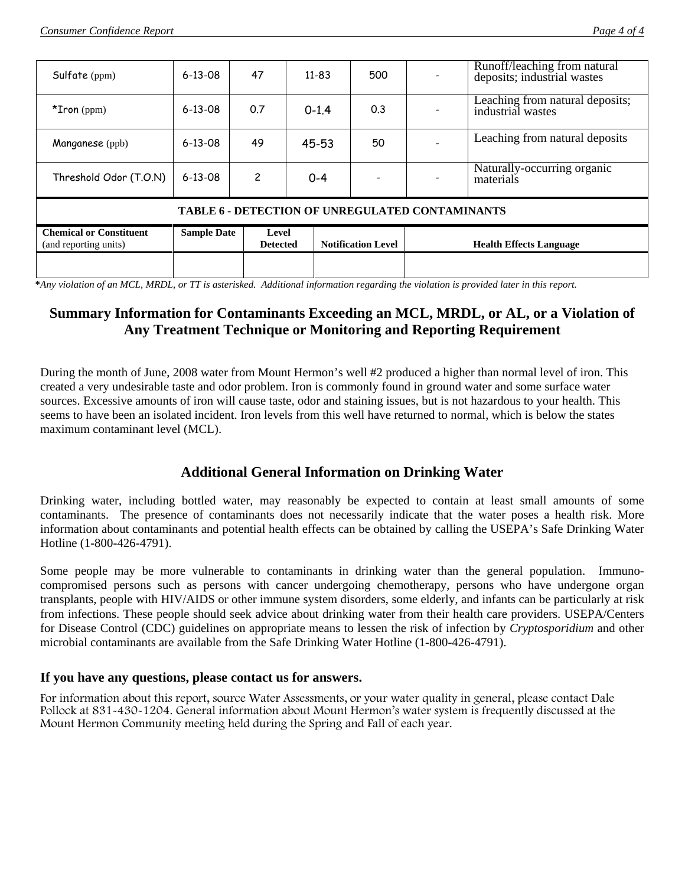| | | | | | | |
|---|---|---|---|---|---|---|
| Sulfate (ppm) | 6-13-08 | 47 | 11-83 | 500 | - | Runoff/leaching from natural deposits; industrial wastes |
| *Iron (ppm) | 6-13-08 | 0.7 | 0-1.4 | 0.3 | - | Leaching from natural deposits; industrial wastes |
| Manganese (ppb) | 6-13-08 | 49 | 45-53 | 50 | - | Leaching from natural deposits |
| Threshold Odor (T.O.N) | 6-13-08 | 2 | 0-4 | - | - | Naturally-occurring organic materials |

**TABLE 6 - DETECTION OF UNREGULATED CONTAMINANTS**

| Chemical or Constituent (and reporting units) | Sample Date | Level Detected | Notification Level | Health Effects Language |
|---|---|---|---|---|
| | | | | |

*Any violation of an MCL, MRDL, or TT is asterisked. Additional information regarding the violation is provided later in this report.*

## Summary Information for Contaminants Exceeding an MCL, MRDL, or AL, or a Violation of Any Treatment Technique or Monitoring and Reporting Requirement

During the month of June, 2008 water from Mount Hermon's well #2 produced a higher than normal level of iron. This created a very undesirable taste and odor problem. Iron is commonly found in ground water and some surface water sources. Excessive amounts of iron will cause taste, odor and staining issues, but is not hazardous to your health. This seems to have been an isolated incident. Iron levels from this well have returned to normal, which is below the states maximum contaminant level (MCL).

## Additional General Information on Drinking Water

Drinking water, including bottled water, may reasonably be expected to contain at least small amounts of some contaminants. The presence of contaminants does not necessarily indicate that the water poses a health risk. More information about contaminants and potential health effects can be obtained by calling the USEPA's Safe Drinking Water Hotline (1-800-426-4791).

Some people may be more vulnerable to contaminants in drinking water than the general population. Immuno-compromised persons such as persons with cancer undergoing chemotherapy, persons who have undergone organ transplants, people with HIV/AIDS or other immune system disorders, some elderly, and infants can be particularly at risk from infections. These people should seek advice about drinking water from their health care providers. USEPA/Centers for Disease Control (CDC) guidelines on appropriate means to lessen the risk of infection by *Cryptosporidium* and other microbial contaminants are available from the Safe Drinking Water Hotline (1-800-426-4791).

### If you have any questions, please contact us for answers.

For information about this report, source Water Assessments, or your water quality in general, please contact Dale Pollock at 831-430-1204. General information about Mount Hermon's water system is frequently discussed at the Mount Hermon Community meeting held during the Spring and Fall of each year.